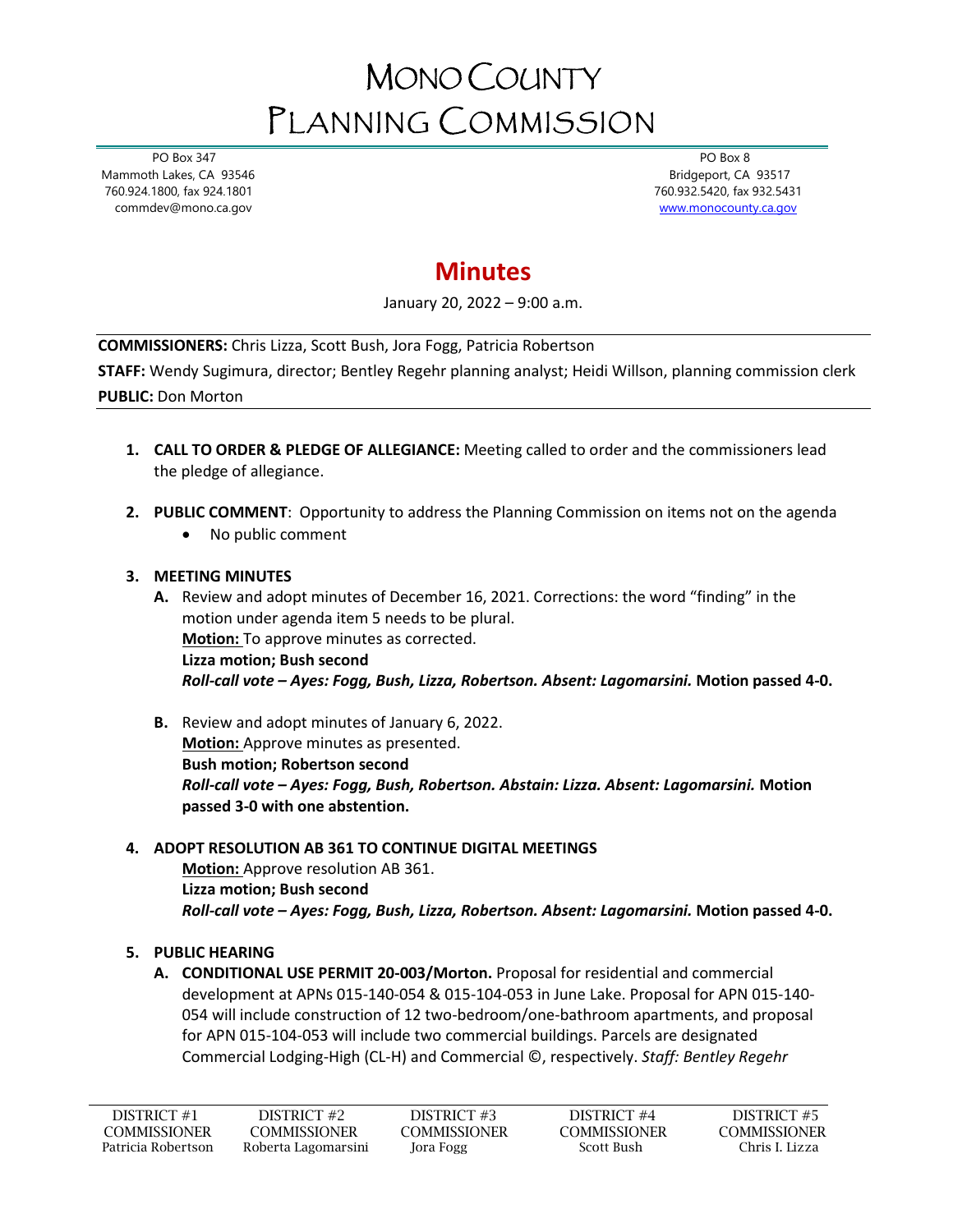# MONO COUNTY PLANNING COMMISSION

PO Box 347
Mammoth Lakes, CA 93546
760.924.1800, fax 924.1801
commdev@mono.ca.gov

PO Box 8
Bridgeport, CA 93517
760.932.5420, fax 932.5431
www.monocounty.ca.gov

## Minutes

January 20, 2022 – 9:00 a.m.

**COMMISSIONERS:** Chris Lizza, Scott Bush, Jora Fogg, Patricia Robertson

**STAFF:** Wendy Sugimura, director; Bentley Regehr planning analyst; Heidi Willson, planning commission clerk

**PUBLIC:** Don Morton

1. **CALL TO ORDER & PLEDGE OF ALLEGIANCE:** Meeting called to order and the commissioners lead the pledge of allegiance.

2. **PUBLIC COMMENT**: Opportunity to address the Planning Commission on items not on the agenda
   - No public comment

3. **MEETING MINUTES**
   - **A.** Review and adopt minutes of December 16, 2021. Corrections: the word "finding" in the motion under agenda item 5 needs to be plural.
     **Motion:** To approve minutes as corrected.
     **Lizza motion; Bush second**
     ***Roll-call vote – Ayes: Fogg, Bush, Lizza, Robertson. Absent: Lagomarsini.*** **Motion passed 4-0.**
   - **B.** Review and adopt minutes of January 6, 2022.
     **Motion:** Approve minutes as presented.
     **Bush motion; Robertson second**
     ***Roll-call vote – Ayes: Fogg, Bush, Robertson. Abstain: Lizza. Absent: Lagomarsini.*** **Motion passed 3-0 with one abstention.**

4. **ADOPT RESOLUTION AB 361 TO CONTINUE DIGITAL MEETINGS**
   **Motion:** Approve resolution AB 361.
   **Lizza motion; Bush second**
   ***Roll-call vote – Ayes: Fogg, Bush, Lizza, Robertson. Absent: Lagomarsini.*** **Motion passed 4-0.**

5. **PUBLIC HEARING**
   - **A. CONDITIONAL USE PERMIT 20-003/Morton.** Proposal for residential and commercial development at APNs 015-140-054 & 015-104-053 in June Lake. Proposal for APN 015-140-054 will include construction of 12 two-bedroom/one-bathroom apartments, and proposal for APN 015-104-053 will include two commercial buildings. Parcels are designated Commercial Lodging-High (CL-H) and Commercial ©, respectively. *Staff: Bentley Regehr*

| DISTRICT #1 COMMISSIONER | DISTRICT #2 COMMISSIONER | DISTRICT #3 COMMISSIONER | DISTRICT #4 COMMISSIONER | DISTRICT #5 COMMISSIONER |
| --- | --- | --- | --- | --- |
| Patricia Robertson | Roberta Lagomarsini | Jora Fogg | Scott Bush | Chris I. Lizza |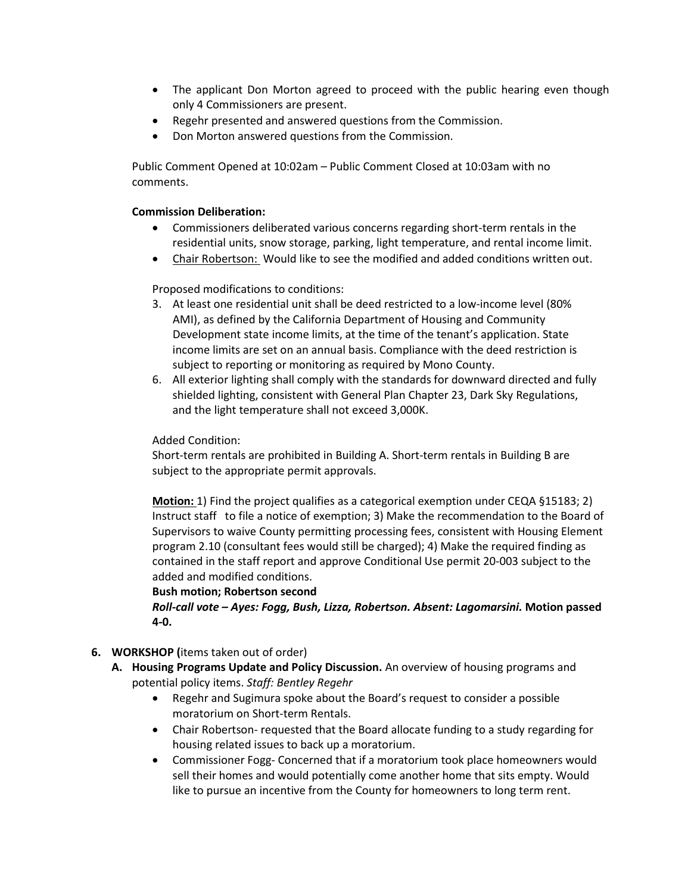- The applicant Don Morton agreed to proceed with the public hearing even though only 4 Commissioners are present.
- Regehr presented and answered questions from the Commission.
- Don Morton answered questions from the Commission.

Public Comment Opened at 10:02am – Public Comment Closed at 10:03am with no comments.

**Commission Deliberation:**

- Commissioners deliberated various concerns regarding short-term rentals in the residential units, snow storage, parking, light temperature, and rental income limit.
- Chair Robertson: Would like to see the modified and added conditions written out.

Proposed modifications to conditions:

3. At least one residential unit shall be deed restricted to a low-income level (80% AMI), as defined by the California Department of Housing and Community Development state income limits, at the time of the tenant's application. State income limits are set on an annual basis. Compliance with the deed restriction is subject to reporting or monitoring as required by Mono County.
6. All exterior lighting shall comply with the standards for downward directed and fully shielded lighting, consistent with General Plan Chapter 23, Dark Sky Regulations, and the light temperature shall not exceed 3,000K.

Added Condition:
Short-term rentals are prohibited in Building A. Short-term rentals in Building B are subject to the appropriate permit approvals.

**Motion:** 1) Find the project qualifies as a categorical exemption under CEQA §15183; 2) Instruct staff to file a notice of exemption; 3) Make the recommendation to the Board of Supervisors to waive County permitting processing fees, consistent with Housing Element program 2.10 (consultant fees would still be charged); 4) Make the required finding as contained in the staff report and approve Conditional Use permit 20-003 subject to the added and modified conditions.
**Bush motion; Robertson second**
***Roll-call vote – Ayes: Fogg, Bush, Lizza, Robertson. Absent: Lagomarsini.*** **Motion passed 4-0.**

6. **WORKSHOP (**items taken out of order)
   - **A. Housing Programs Update and Policy Discussion.** An overview of housing programs and potential policy items. *Staff: Bentley Regehr*
     - Regehr and Sugimura spoke about the Board's request to consider a possible moratorium on Short-term Rentals.
     - Chair Robertson- requested that the Board allocate funding to a study regarding for housing related issues to back up a moratorium.
     - Commissioner Fogg- Concerned that if a moratorium took place homeowners would sell their homes and would potentially come another home that sits empty. Would like to pursue an incentive from the County for homeowners to long term rent.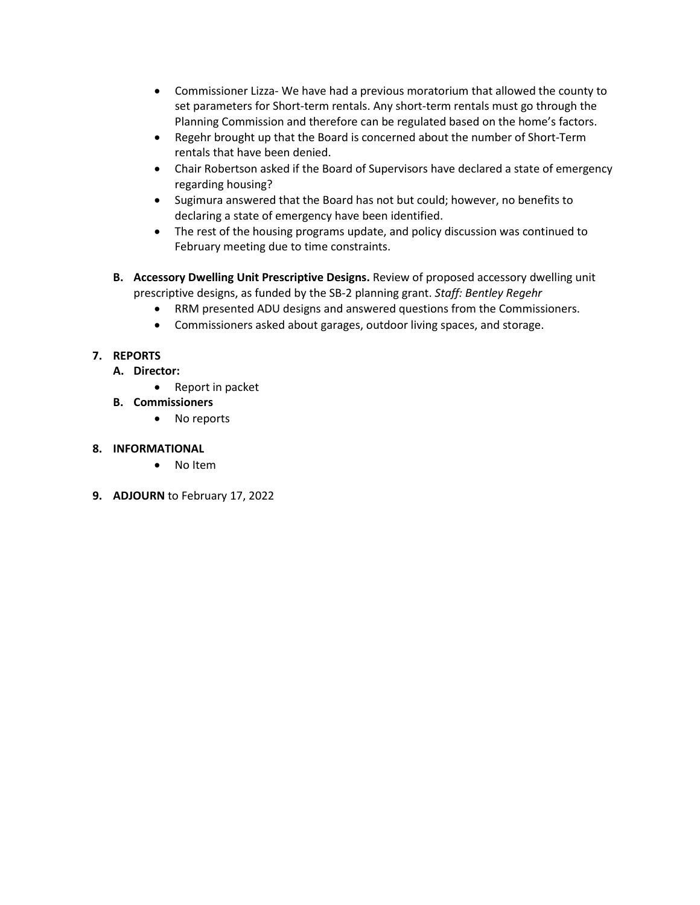- Commissioner Lizza- We have had a previous moratorium that allowed the county to set parameters for Short-term rentals. Any short-term rentals must go through the Planning Commission and therefore can be regulated based on the home's factors.
- Regehr brought up that the Board is concerned about the number of Short-Term rentals that have been denied.
- Chair Robertson asked if the Board of Supervisors have declared a state of emergency regarding housing?
- Sugimura answered that the Board has not but could; however, no benefits to declaring a state of emergency have been identified.
- The rest of the housing programs update, and policy discussion was continued to February meeting due to time constraints.

**B. Accessory Dwelling Unit Prescriptive Designs.** Review of proposed accessory dwelling unit prescriptive designs, as funded by the SB-2 planning grant. *Staff: Bentley Regehr*

- RRM presented ADU designs and answered questions from the Commissioners.
- Commissioners asked about garages, outdoor living spaces, and storage.

**7. REPORTS**

**A. Director:**

- Report in packet

**B. Commissioners**

- No reports

**8. INFORMATIONAL**

- No Item

**9. ADJOURN** to February 17, 2022